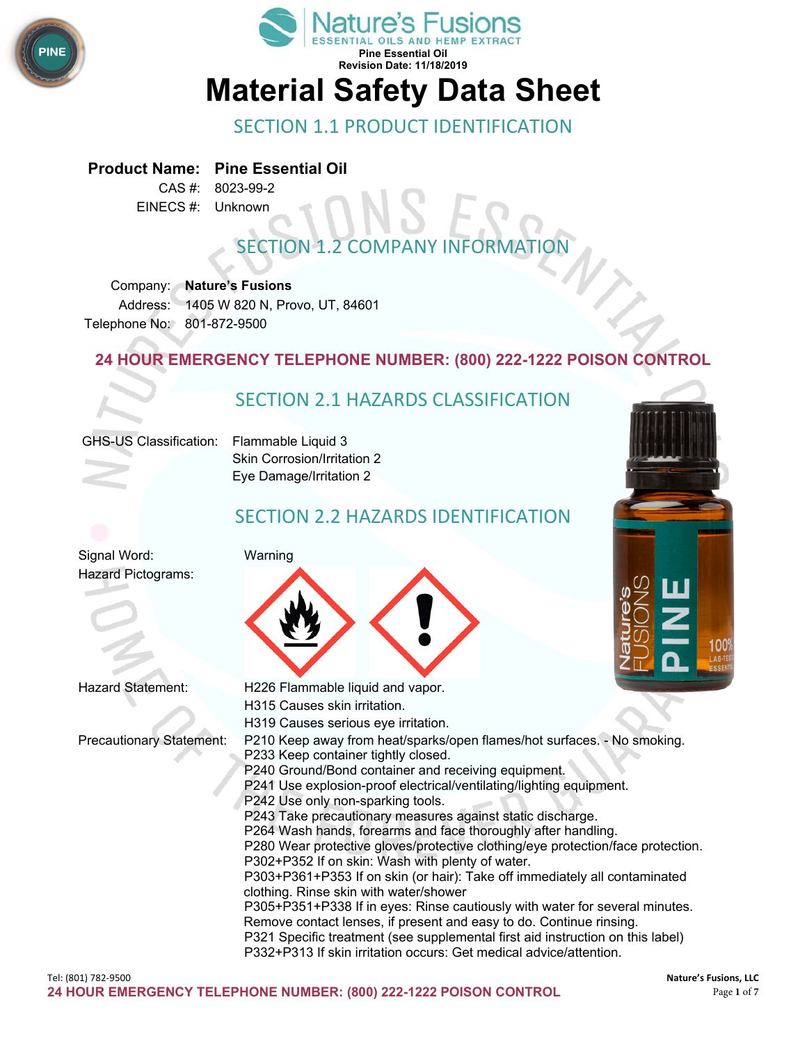Nature's Fusions
ESSENTIAL OILS AND HEMP EXTRACT
Pine Essential Oil
Revision Date: 11/18/2019

# Material Safety Data Sheet

## SECTION 1.1 PRODUCT IDENTIFICATION

**Product Name:** **Pine Essential Oil**
CAS #: 8023-99-2
EINECS #: Unknown

## SECTION 1.2 COMPANY INFORMATION

Company: **Nature's Fusions**
Address: 1405 W 820 N, Provo, UT, 84601
Telephone No: 801-872-9500

**24 HOUR EMERGENCY TELEPHONE NUMBER: (800) 222-1222 POISON CONTROL**

## SECTION 2.1 HAZARDS CLASSIFICATION

GHS-US Classification: Flammable Liquid 3
Skin Corrosion/Irritation 2
Eye Damage/Irritation 2

## SECTION 2.2 HAZARDS IDENTIFICATION

Signal Word: Warning

Hazard Pictograms:

Hazard Statement:
H226 Flammable liquid and vapor.
H315 Causes skin irritation.
H319 Causes serious eye irritation.

Precautionary Statement:
P210 Keep away from heat/sparks/open flames/hot surfaces. - No smoking.
P233 Keep container tightly closed.
P240 Ground/Bond container and receiving equipment.
P241 Use explosion-proof electrical/ventilating/lighting equipment.
P242 Use only non-sparking tools.
P243 Take precautionary measures against static discharge.
P264 Wash hands, forearms and face thoroughly after handling.
P280 Wear protective gloves/protective clothing/eye protection/face protection.
P302+P352 If on skin: Wash with plenty of water.
P303+P361+P353 If on skin (or hair): Take off immediately all contaminated clothing. Rinse skin with water/shower
P305+P351+P338 If in eyes: Rinse cautiously with water for several minutes. Remove contact lenses, if present and easy to do. Continue rinsing.
P321 Specific treatment (see supplemental first aid instruction on this label)
P332+P313 If skin irritation occurs: Get medical advice/attention.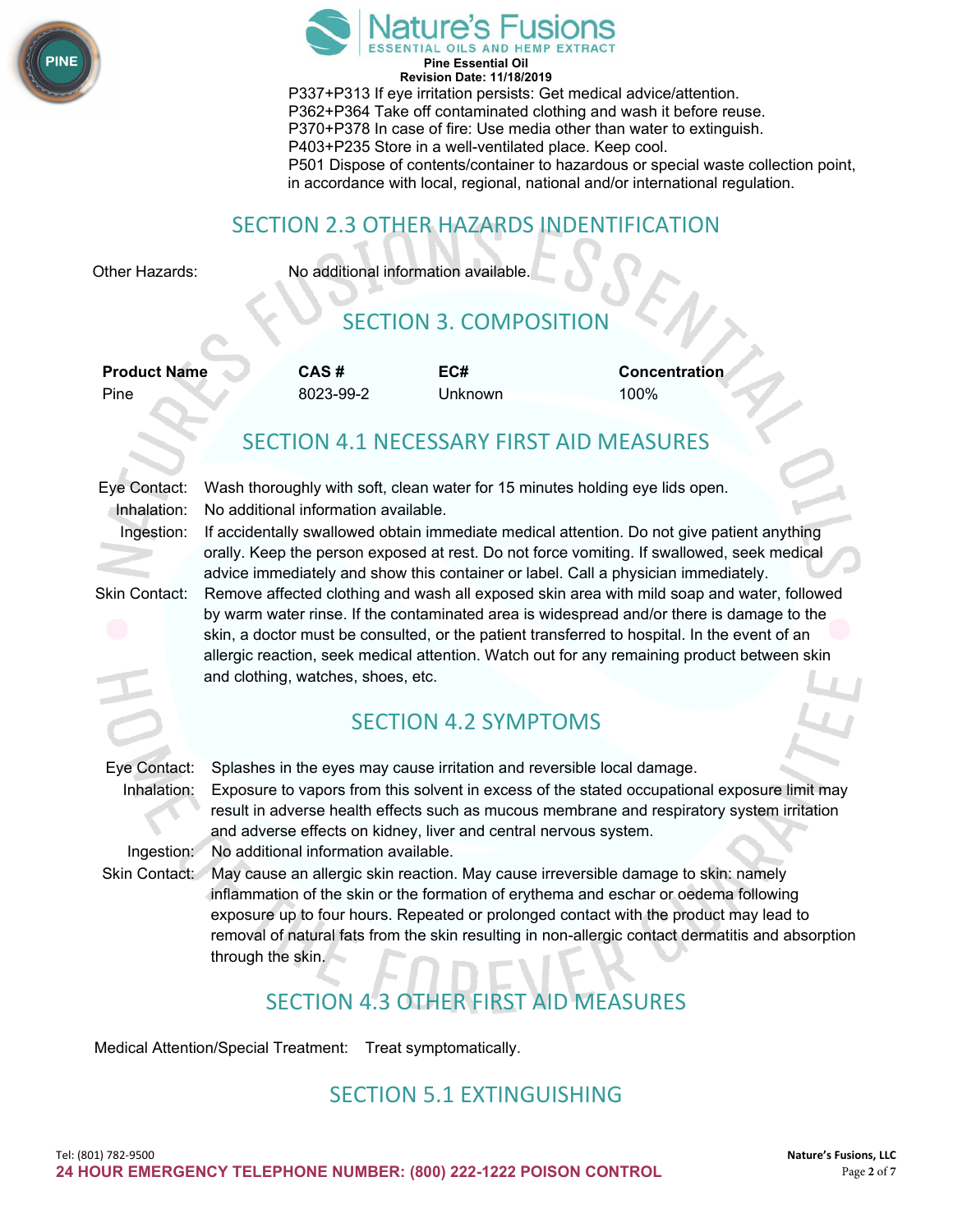P337+P313 If eye irritation persists: Get medical advice/attention.
P362+P364 Take off contaminated clothing and wash it before reuse.
P370+P378 In case of fire: Use media other than water to extinguish.
P403+P235 Store in a well-ventilated place. Keep cool.
P501 Dispose of contents/container to hazardous or special waste collection point, in accordance with local, regional, national and/or international regulation.

## SECTION 2.3 OTHER HAZARDS INDENTIFICATION

Other Hazards: No additional information available.

## SECTION 3. COMPOSITION

| Product Name | CAS # | EC# | Concentration |
|---|---|---|---|
| Pine | 8023-99-2 | Unknown | 100% |

## SECTION 4.1 NECESSARY FIRST AID MEASURES

Eye Contact: Wash thoroughly with soft, clean water for 15 minutes holding eye lids open.

Inhalation: No additional information available.

Ingestion: If accidentally swallowed obtain immediate medical attention. Do not give patient anything orally. Keep the person exposed at rest. Do not force vomiting. If swallowed, seek medical advice immediately and show this container or label. Call a physician immediately.

Skin Contact: Remove affected clothing and wash all exposed skin area with mild soap and water, followed by warm water rinse. If the contaminated area is widespread and/or there is damage to the skin, a doctor must be consulted, or the patient transferred to hospital. In the event of an allergic reaction, seek medical attention. Watch out for any remaining product between skin and clothing, watches, shoes, etc.

## SECTION 4.2 SYMPTOMS

Eye Contact: Splashes in the eyes may cause irritation and reversible local damage.

Inhalation: Exposure to vapors from this solvent in excess of the stated occupational exposure limit may result in adverse health effects such as mucous membrane and respiratory system irritation and adverse effects on kidney, liver and central nervous system.

Ingestion: No additional information available.

Skin Contact: May cause an allergic skin reaction. May cause irreversible damage to skin: namely inflammation of the skin or the formation of erythema and eschar or oedema following exposure up to four hours. Repeated or prolonged contact with the product may lead to removal of natural fats from the skin resulting in non-allergic contact dermatitis and absorption through the skin.

## SECTION 4.3 OTHER FIRST AID MEASURES

Medical Attention/Special Treatment: Treat symptomatically.

## SECTION 5.1 EXTINGUISHING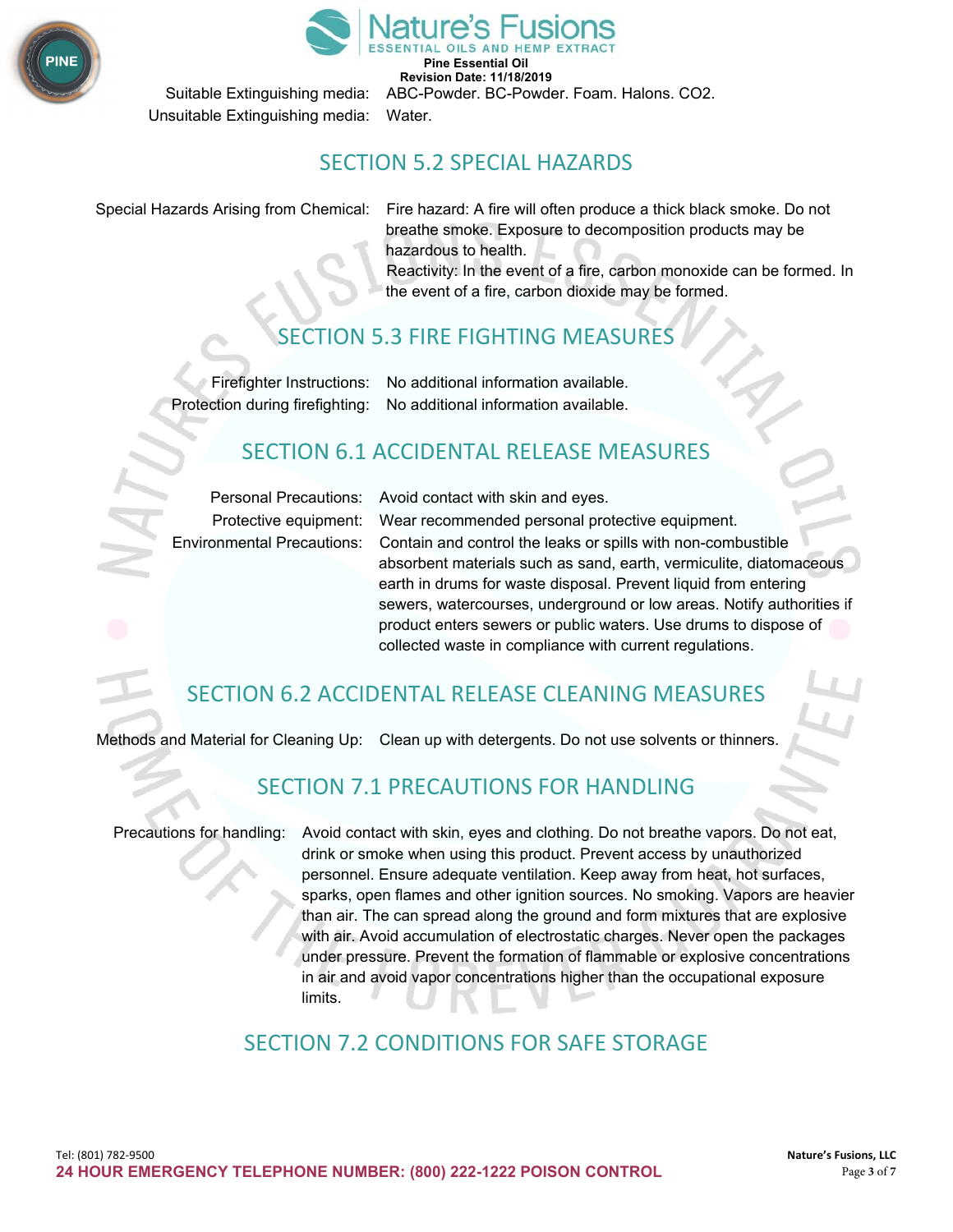Suitable Extinguishing media: ABC-Powder. BC-Powder. Foam. Halons. $CO_2$.

Unsuitable Extinguishing media: Water.

## SECTION 5.2 SPECIAL HAZARDS

Special Hazards Arising from Chemical: Fire hazard: A fire will often produce a thick black smoke. Do not breathe smoke. Exposure to decomposition products may be hazardous to health.
Reactivity: In the event of a fire, carbon monoxide can be formed. In the event of a fire, carbon dioxide may be formed.

## SECTION 5.3 FIRE FIGHTING MEASURES

Firefighter Instructions: No additional information available.

Protection during firefighting: No additional information available.

## SECTION 6.1 ACCIDENTAL RELEASE MEASURES

Personal Precautions: Avoid contact with skin and eyes.

Protective equipment: Wear recommended personal protective equipment.

Environmental Precautions: Contain and control the leaks or spills with non-combustible absorbent materials such as sand, earth, vermiculite, diatomaceous earth in drums for waste disposal. Prevent liquid from entering sewers, watercourses, underground or low areas. Notify authorities if product enters sewers or public waters. Use drums to dispose of collected waste in compliance with current regulations.

## SECTION 6.2 ACCIDENTAL RELEASE CLEANING MEASURES

Methods and Material for Cleaning Up: Clean up with detergents. Do not use solvents or thinners.

## SECTION 7.1 PRECAUTIONS FOR HANDLING

Precautions for handling: Avoid contact with skin, eyes and clothing. Do not breathe vapors. Do not eat, drink or smoke when using this product. Prevent access by unauthorized personnel. Ensure adequate ventilation. Keep away from heat, hot surfaces, sparks, open flames and other ignition sources. No smoking. Vapors are heavier than air. The can spread along the ground and form mixtures that are explosive with air. Avoid accumulation of electrostatic charges. Never open the packages under pressure. Prevent the formation of flammable or explosive concentrations in air and avoid vapor concentrations higher than the occupational exposure limits.

## SECTION 7.2 CONDITIONS FOR SAFE STORAGE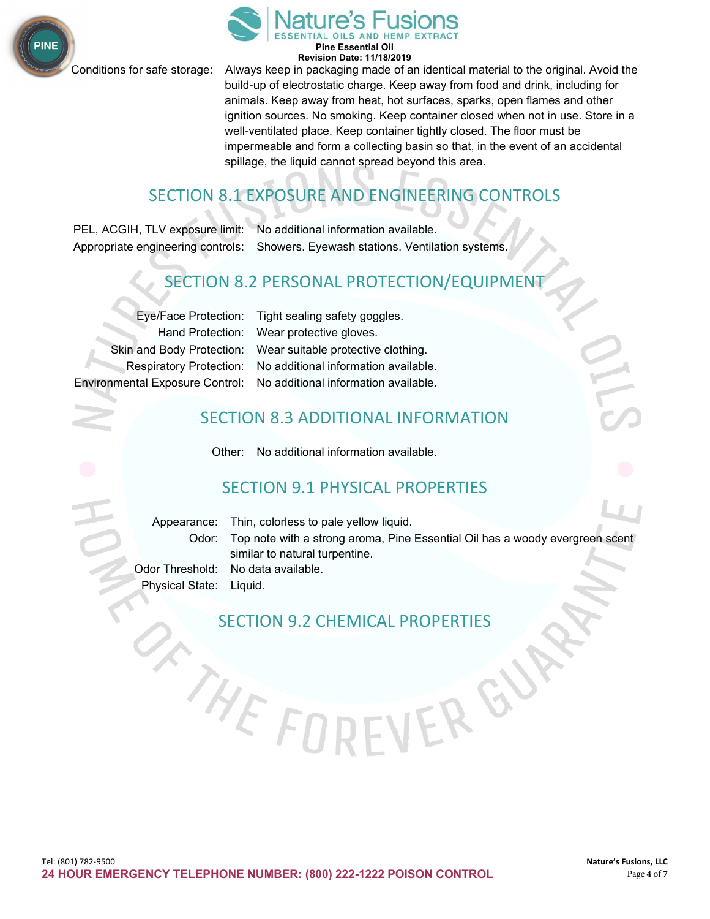Conditions for safe storage: Always keep in packaging made of an identical material to the original. Avoid the build-up of electrostatic charge. Keep away from food and drink, including for animals. Keep away from heat, hot surfaces, sparks, open flames and other ignition sources. No smoking. Keep container closed when not in use. Store in a well-ventilated place. Keep container tightly closed. The floor must be impermeable and form a collecting basin so that, in the event of an accidental spillage, the liquid cannot spread beyond this area.

## SECTION 8.1 EXPOSURE AND ENGINEERING CONTROLS

PEL, ACGIH, TLV exposure limit: No additional information available.

Appropriate engineering controls: Showers. Eyewash stations. Ventilation systems.

## SECTION 8.2 PERSONAL PROTECTION/EQUIPMENT

Eye/Face Protection: Tight sealing safety goggles.

Hand Protection: Wear protective gloves.

Skin and Body Protection: Wear suitable protective clothing.

Respiratory Protection: No additional information available.

Environmental Exposure Control: No additional information available.

## SECTION 8.3 ADDITIONAL INFORMATION

Other: No additional information available.

## SECTION 9.1 PHYSICAL PROPERTIES

Appearance: Thin, colorless to pale yellow liquid.

Odor: Top note with a strong aroma, Pine Essential Oil has a woody evergreen scent similar to natural turpentine.

Odor Threshold: No data available.

Physical State: Liquid.

## SECTION 9.2 CHEMICAL PROPERTIES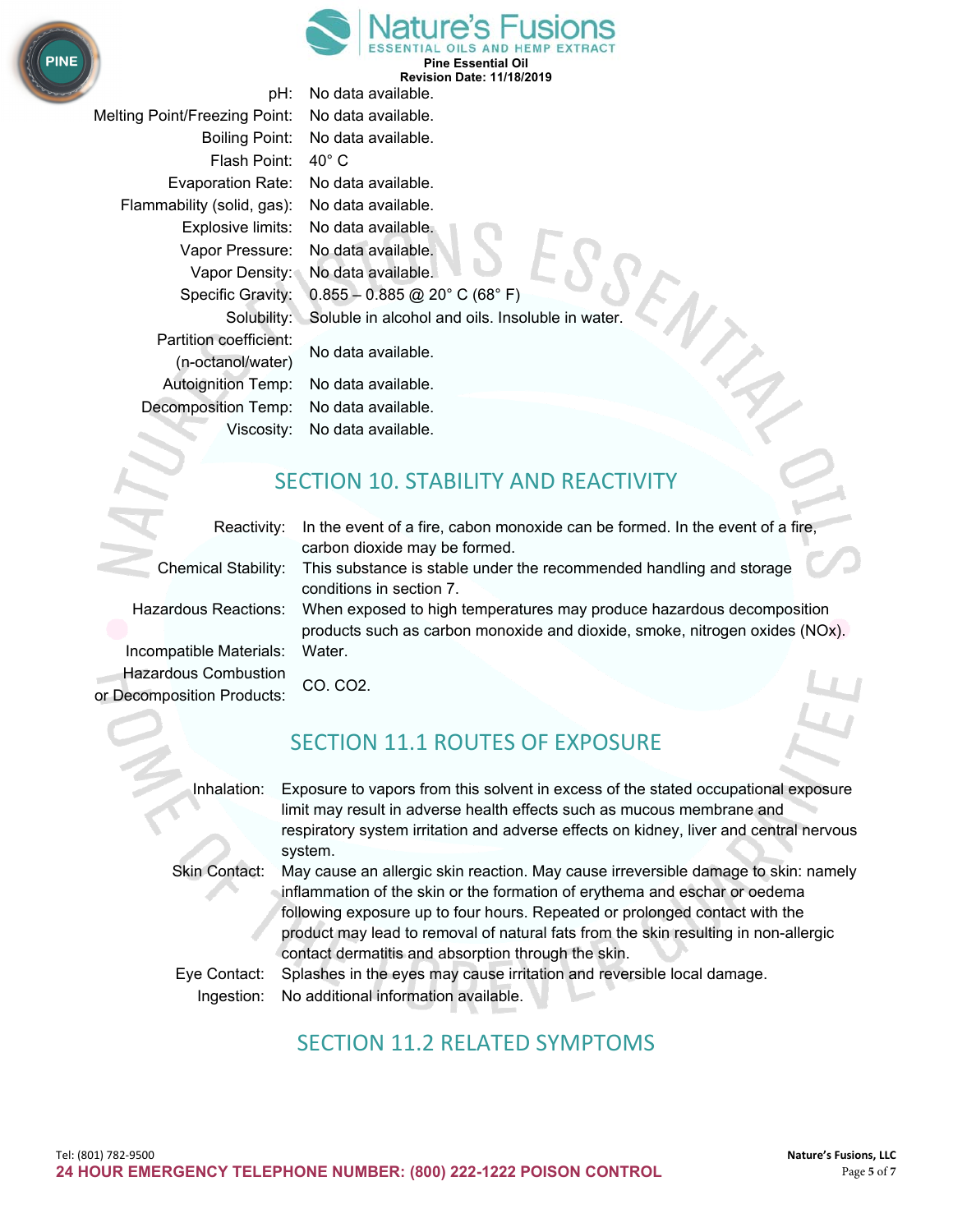| | |
|---|---|
| pH: | No data available. |
| Melting Point/Freezing Point: | No data available. |
| Boiling Point: | No data available. |
| Flash Point: | 40° C |
| Evaporation Rate: | No data available. |
| Flammability (solid, gas): | No data available. |
| Explosive limits: | No data available. |
| Vapor Pressure: | No data available. |
| Vapor Density: | No data available. |
| Specific Gravity: | 0.855 – 0.885 @ 20° C (68° F) |
| Solubility: | Soluble in alcohol and oils. Insoluble in water. |
| Partition coefficient: (n-octanol/water) | No data available. |
| Autoignition Temp: | No data available. |
| Decomposition Temp: | No data available. |
| Viscosity: | No data available. |

## SECTION 10. STABILITY AND REACTIVITY

| | |
|---|---|
| Reactivity: | In the event of a fire, cabon monoxide can be formed. In the event of a fire, carbon dioxide may be formed. |
| Chemical Stability: | This substance is stable under the recommended handling and storage conditions in section 7. |
| Hazardous Reactions: | When exposed to high temperatures may produce hazardous decomposition products such as carbon monoxide and dioxide, smoke, nitrogen oxides (NOx). |
| Incompatible Materials: | Water. |
| Hazardous Combustion or Decomposition Products: | CO. CO2. |

## SECTION 11.1 ROUTES OF EXPOSURE

| | |
|---|---|
| Inhalation: | Exposure to vapors from this solvent in excess of the stated occupational exposure limit may result in adverse health effects such as mucous membrane and respiratory system irritation and adverse effects on kidney, liver and central nervous system. |
| Skin Contact: | May cause an allergic skin reaction. May cause irreversible damage to skin: namely inflammation of the skin or the formation of erythema and eschar or oedema following exposure up to four hours. Repeated or prolonged contact with the product may lead to removal of natural fats from the skin resulting in non-allergic contact dermatitis and absorption through the skin. |
| Eye Contact: | Splashes in the eyes may cause irritation and reversible local damage. |
| Ingestion: | No additional information available. |

## SECTION 11.2 RELATED SYMPTOMS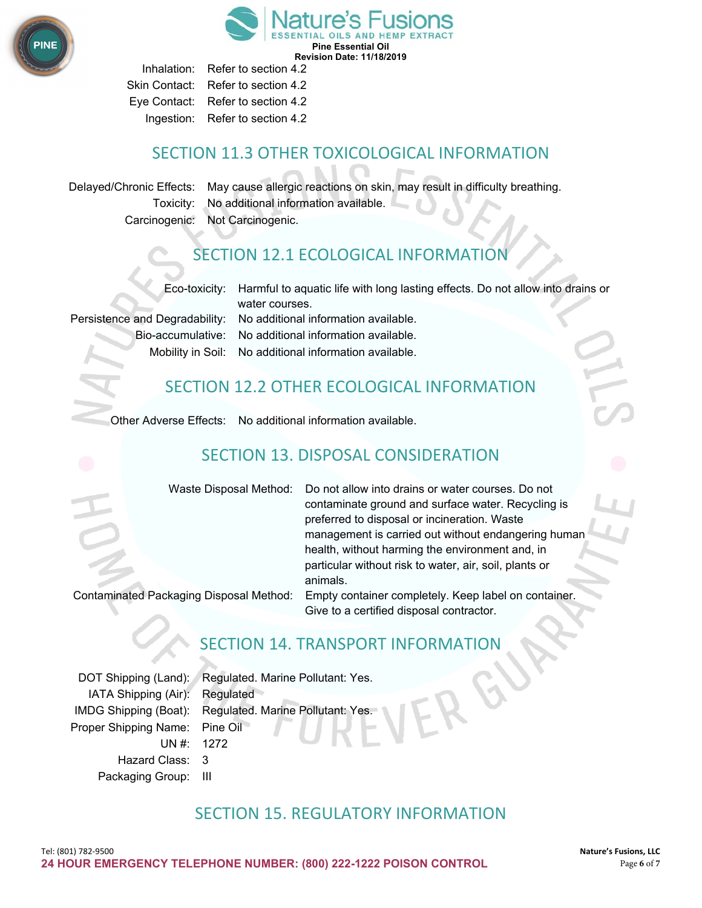| | |
|---|---|
| Inhalation: | Refer to section 4.2 |
| Skin Contact: | Refer to section 4.2 |
| Eye Contact: | Refer to section 4.2 |
| Ingestion: | Refer to section 4.2 |

## SECTION 11.3 OTHER TOXICOLOGICAL INFORMATION

| | |
|---|---|
| Delayed/Chronic Effects: | May cause allergic reactions on skin, may result in difficulty breathing. |
| Toxicity: | No additional information available. |
| Carcinogenic: | Not Carcinogenic. |

## SECTION 12.1 ECOLOGICAL INFORMATION

| | |
|---|---|
| Eco-toxicity: | Harmful to aquatic life with long lasting effects. Do not allow into drains or water courses. |
| Persistence and Degradability: | No additional information available. |
| Bio-accumulative: | No additional information available. |
| Mobility in Soil: | No additional information available. |

## SECTION 12.2 OTHER ECOLOGICAL INFORMATION

| | |
|---|---|
| Other Adverse Effects: | No additional information available. |

## SECTION 13. DISPOSAL CONSIDERATION

| | |
|---|---|
| Waste Disposal Method: | Do not allow into drains or water courses. Do not contaminate ground and surface water. Recycling is preferred to disposal or incineration. Waste management is carried out without endangering human health, without harming the environment and, in particular without risk to water, air, soil, plants or animals. |
| Contaminated Packaging Disposal Method: | Empty container completely. Keep label on container. Give to a certified disposal contractor. |

## SECTION 14. TRANSPORT INFORMATION

| | |
|---|---|
| DOT Shipping (Land): | Regulated. Marine Pollutant: Yes. |
| IATA Shipping (Air): | Regulated |
| IMDG Shipping (Boat): | Regulated. Marine Pollutant: Yes. |
| Proper Shipping Name: | Pine Oil |
| UN #: | 1272 |
| Hazard Class: | 3 |
| Packaging Group: | III |

## SECTION 15. REGULATORY INFORMATION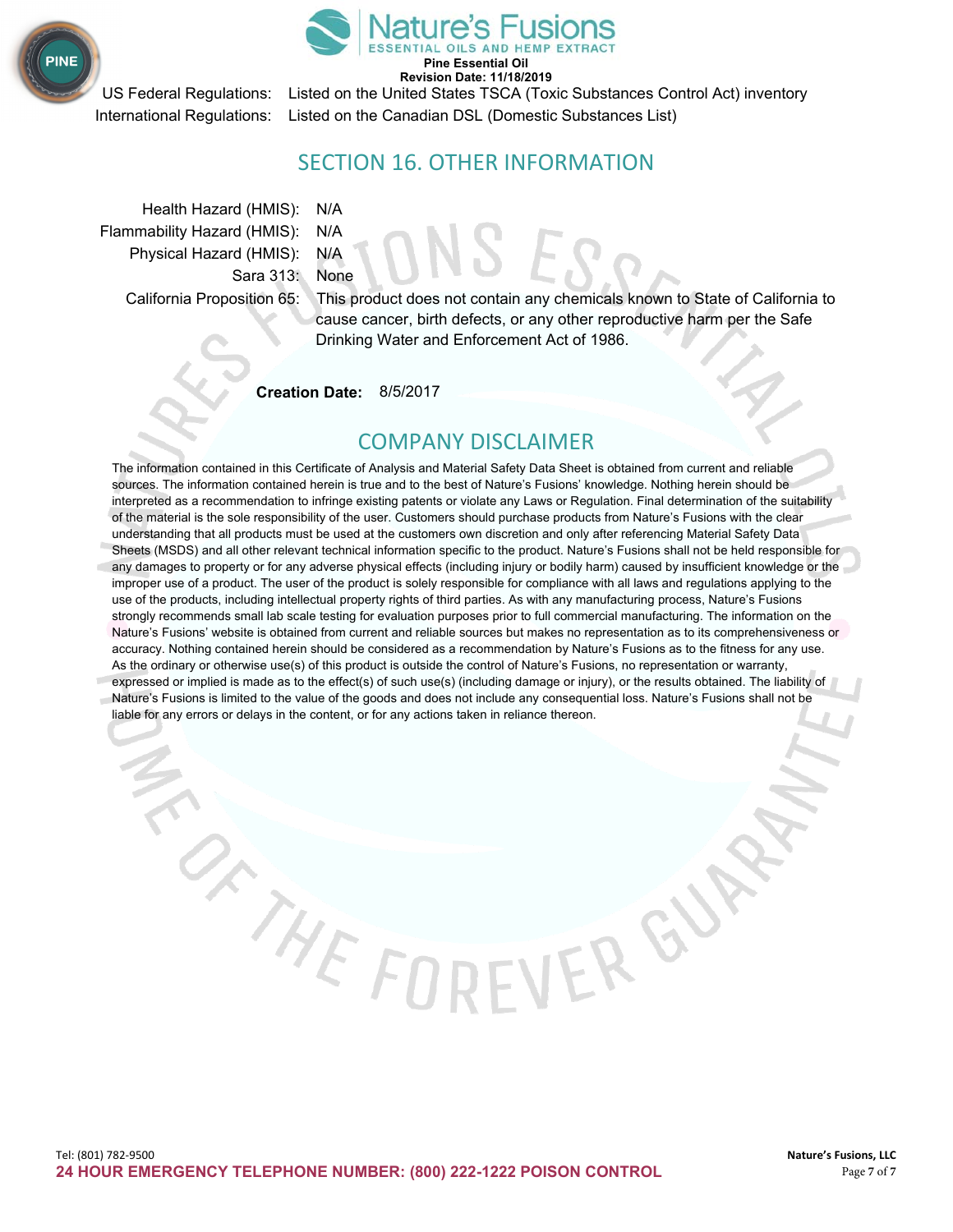US Federal Regulations: Listed on the United States TSCA (Toxic Substances Control Act) inventory
International Regulations: Listed on the Canadian DSL (Domestic Substances List)

## SECTION 16. OTHER INFORMATION

Health Hazard (HMIS): N/A
Flammability Hazard (HMIS): N/A
Physical Hazard (HMIS): N/A
Sara 313: None
California Proposition 65: This product does not contain any chemicals known to State of California to cause cancer, birth defects, or any other reproductive harm per the Safe Drinking Water and Enforcement Act of 1986.

**Creation Date:** 8/5/2017

## COMPANY DISCLAIMER

The information contained in this Certificate of Analysis and Material Safety Data Sheet is obtained from current and reliable sources. The information contained herein is true and to the best of Nature's Fusions' knowledge. Nothing herein should be interpreted as a recommendation to infringe existing patents or violate any Laws or Regulation. Final determination of the suitability of the material is the sole responsibility of the user. Customers should purchase products from Nature's Fusions with the clear understanding that all products must be used at the customers own discretion and only after referencing Material Safety Data Sheets (MSDS) and all other relevant technical information specific to the product. Nature's Fusions shall not be held responsible for any damages to property or for any adverse physical effects (including injury or bodily harm) caused by insufficient knowledge or the improper use of a product. The user of the product is solely responsible for compliance with all laws and regulations applying to the use of the products, including intellectual property rights of third parties. As with any manufacturing process, Nature's Fusions strongly recommends small lab scale testing for evaluation purposes prior to full commercial manufacturing. The information on the Nature's Fusions' website is obtained from current and reliable sources but makes no representation as to its comprehensiveness or accuracy. Nothing contained herein should be considered as a recommendation by Nature's Fusions as to the fitness for any use. As the ordinary or otherwise use(s) of this product is outside the control of Nature's Fusions, no representation or warranty, expressed or implied is made as to the effect(s) of such use(s) (including damage or injury), or the results obtained. The liability of Nature's Fusions is limited to the value of the goods and does not include any consequential loss. Nature's Fusions shall not be liable for any errors or delays in the content, or for any actions taken in reliance thereon.